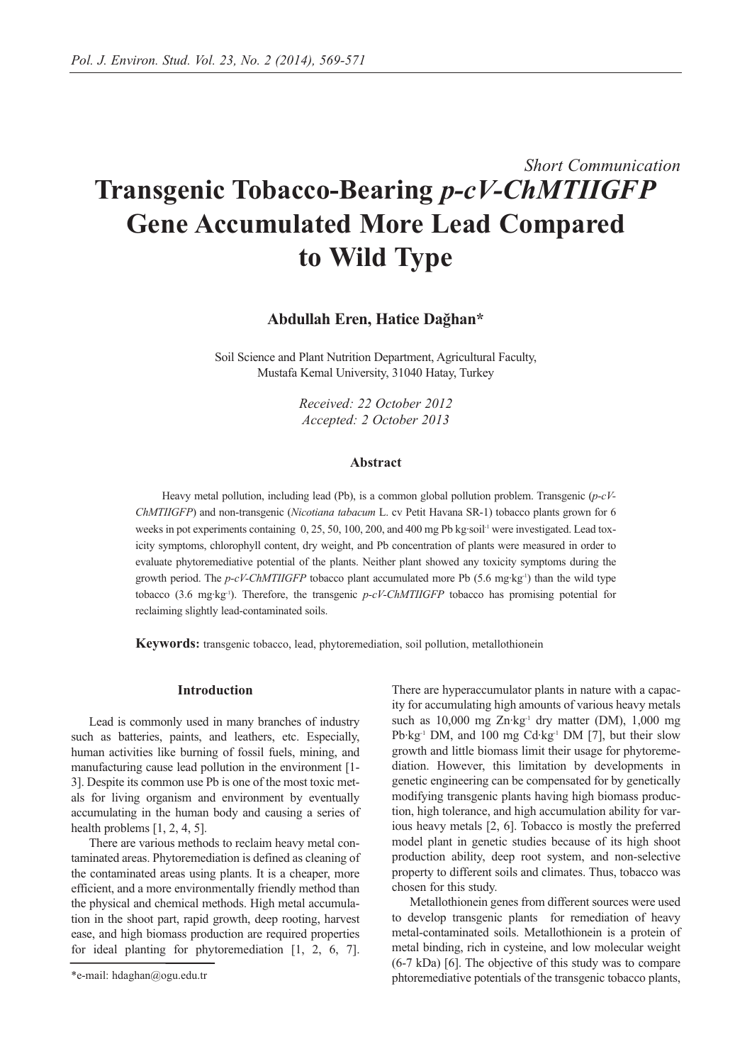*Short Communication*

# Transgenic Tobacco-Bearing *p-cV-ChMTIIGFP* Gene Accumulated More Lead Compared to Wild Type

**Abdullah Eren, Hatice Dağhan***

Soil Science and Plant Nutrition Department, Agricultural Faculty, Mustafa Kemal University, 31040 Hatay, Turkey

*Received: 22 October 2012*
*Accepted: 2 October 2013*

### Abstract

Heavy metal pollution, including lead (Pb), is a common global pollution problem. Transgenic (*p-cV-ChMTIIGFP*) and non-transgenic (*Nicotiana tabacum* L. cv Petit Havana SR-1) tobacco plants grown for 6 weeks in pot experiments containing 0, 25, 50, 100, 200, and 400 mg Pb kg·soil$^{-1}$ were investigated. Lead toxicity symptoms, chlorophyll content, dry weight, and Pb concentration of plants were measured in order to evaluate phytoremediative potential of the plants. Neither plant showed any toxicity symptoms during the growth period. The *p-cV-ChMTIIGFP* tobacco plant accumulated more Pb (5.6 mg·kg$^{-1}$) than the wild type tobacco (3.6 mg·kg$^{-1}$). Therefore, the transgenic *p-cV-ChMTIIGFP* tobacco has promising potential for reclaiming slightly lead-contaminated soils.

**Keywords:** transgenic tobacco, lead, phytoremediation, soil pollution, metallothionein

### Introduction

Lead is commonly used in many branches of industry such as batteries, paints, and leathers, etc. Especially, human activities like burning of fossil fuels, mining, and manufacturing cause lead pollution in the environment [1-3]. Despite its common use Pb is one of the most toxic metals for living organism and environment by eventually accumulating in the human body and causing a series of health problems [1, 2, 4, 5].

There are various methods to reclaim heavy metal contaminated areas. Phytoremediation is defined as cleaning of the contaminated areas using plants. It is a cheaper, more efficient, and a more environmentally friendly method than the physical and chemical methods. High metal accumulation in the shoot part, rapid growth, deep rooting, harvest ease, and high biomass production are required properties for ideal planting for phytoremediation [1, 2, 6, 7]. There are hyperaccumulator plants in nature with a capacity for accumulating high amounts of various heavy metals such as 10,000 mg Zn·kg$^{-1}$ dry matter (DM), 1,000 mg Pb·kg$^{-1}$ DM, and 100 mg Cd·kg$^{-1}$ DM [7], but their slow growth and little biomass limit their usage for phytoremediation. However, this limitation by developments in genetic engineering can be compensated for by genetically modifying transgenic plants having high biomass production, high tolerance, and high accumulation ability for various heavy metals [2, 6]. Tobacco is mostly the preferred model plant in genetic studies because of its high shoot production ability, deep root system, and non-selective property to different soils and climates. Thus, tobacco was chosen for this study.

Metallothionein genes from different sources were used to develop transgenic plants for remediation of heavy metal-contaminated soils. Metallothionein is a protein of metal binding, rich in cysteine, and low molecular weight (6-7 kDa) [6]. The objective of this study was to compare phtoremediative potentials of the transgenic tobacco plants,

*e-mail: hdaghan@ogu.edu.tr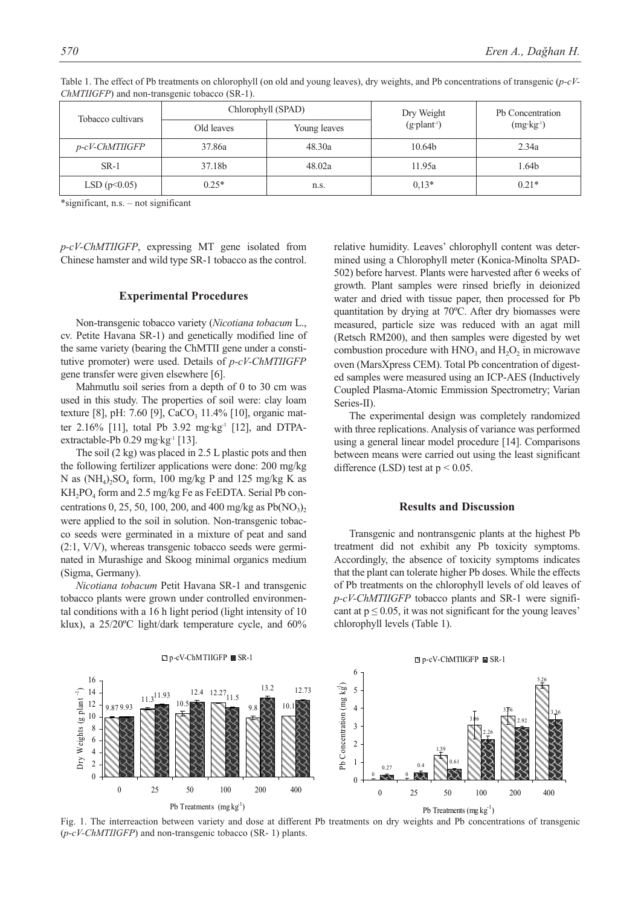Table 1. The effect of Pb treatments on chlorophyll (on old and young leaves), dry weights, and Pb concentrations of transgenic (*p-cV-ChMTIIGFP*) and non-transgenic tobacco (SR-1).

| Tobacco cultivars | Chlorophyll (SPAD) | | Dry Weight ($g \cdot plant^{-1}$) | Pb Concentration ($mg \cdot kg^{-1}$) |
|---|---|---|---|---|
| | Old leaves | Young leaves | | |
| *p-cV-ChMTIIGFP* | 37.86a | 48.30a | 10.64b | 2.34a |
| SR-1 | 37.18b | 48.02a | 11.95a | 1.64b |
| LSD ($p<0.05$) | 0.25* | n.s. | 0,13* | 0.21* |

*significant, n.s. – not significant

*p-cV-ChMTIIGFP*, expressing MT gene isolated from Chinese hamster and wild type SR-1 tobacco as the control.

## Experimental Procedures

Non-transgenic tobacco variety (*Nicotiana tobacum* L., cv. Petite Havana SR-1) and genetically modified line of the same variety (bearing the ChMTII gene under a constitutive promoter) were used. Details of *p-cV-ChMTIIGFP* gene transfer were given elsewhere [6].

Mahmutlu soil series from a depth of 0 to 30 cm was used in this study. The properties of soil were: clay loam texture [8], pH: 7.60 [9], $CaCO_3$ 11.4% [10], organic matter 2.16% [11], total Pb 3.92 $mg \cdot kg^{-1}$ [12], and DTPA-extractable-Pb 0.29 $mg \cdot kg^{-1}$ [13].

The soil (2 kg) was placed in 2.5 L plastic pots and then the following fertilizer applications were done: 200 mg/kg N as $(NH_4)_2SO_4$ form, 100 mg/kg P and 125 mg/kg K as $KH_2PO_4$ form and 2.5 mg/kg Fe as FeEDTA. Serial Pb concentrations 0, 25, 50, 100, 200, and 400 mg/kg as $Pb(NO_3)_2$ were applied to the soil in solution. Non-transgenic tobacco seeds were germinated in a mixture of peat and sand (2:1, V/V), whereas transgenic tobacco seeds were germinated in Murashige and Skoog minimal organics medium (Sigma, Germany).

*Nicotiana tobacum* Petit Havana SR-1 and transgenic tobacco plants were grown under controlled environmental conditions with a 16 h light period (light intensity of 10 klux), a 25/20ºC light/dark temperature cycle, and 60% relative humidity. Leaves' chlorophyll content was determined using a Chlorophyll meter (Konica-Minolta SPAD-502) before harvest. Plants were harvested after 6 weeks of growth. Plant samples were rinsed briefly in deionized water and dried with tissue paper, then processed for Pb quantitation by drying at 70ºC. After dry biomasses were measured, particle size was reduced with an agat mill (Retsch RM200), and then samples were digested by wet combustion procedure with $HNO_3$ and $H_2O_2$ in microwave oven (MarsXpress CEM). Total Pb concentration of digested samples were measured using an ICP-AES (Inductively Coupled Plasma-Atomic Emmission Spectrometry; Varian Series-II).

The experimental design was completely randomized with three replications. Analysis of variance was performed using a general linear model procedure [14]. Comparisons between means were carried out using the least significant difference (LSD) test at $p < 0.05$.

## Results and Discussion

Transgenic and nontransgenic plants at the highest Pb treatment did not exhibit any Pb toxicity symptoms. Accordingly, the absence of toxicity symptoms indicates that the plant can tolerate higher Pb doses. While the effects of Pb treatments on the chlorophyll levels of old leaves of *p-cV-ChMTIIGFP* tobacco plants and SR-1 were significant at $p \leq 0.05$, it was not significant for the young leaves' chlorophyll levels (Table 1).

Fig. 1. The interreaction between variety and dose at different Pb treatments on dry weights and Pb concentrations of transgenic (*p-cV-ChMTIIGFP*) and non-transgenic tobacco (SR- 1) plants.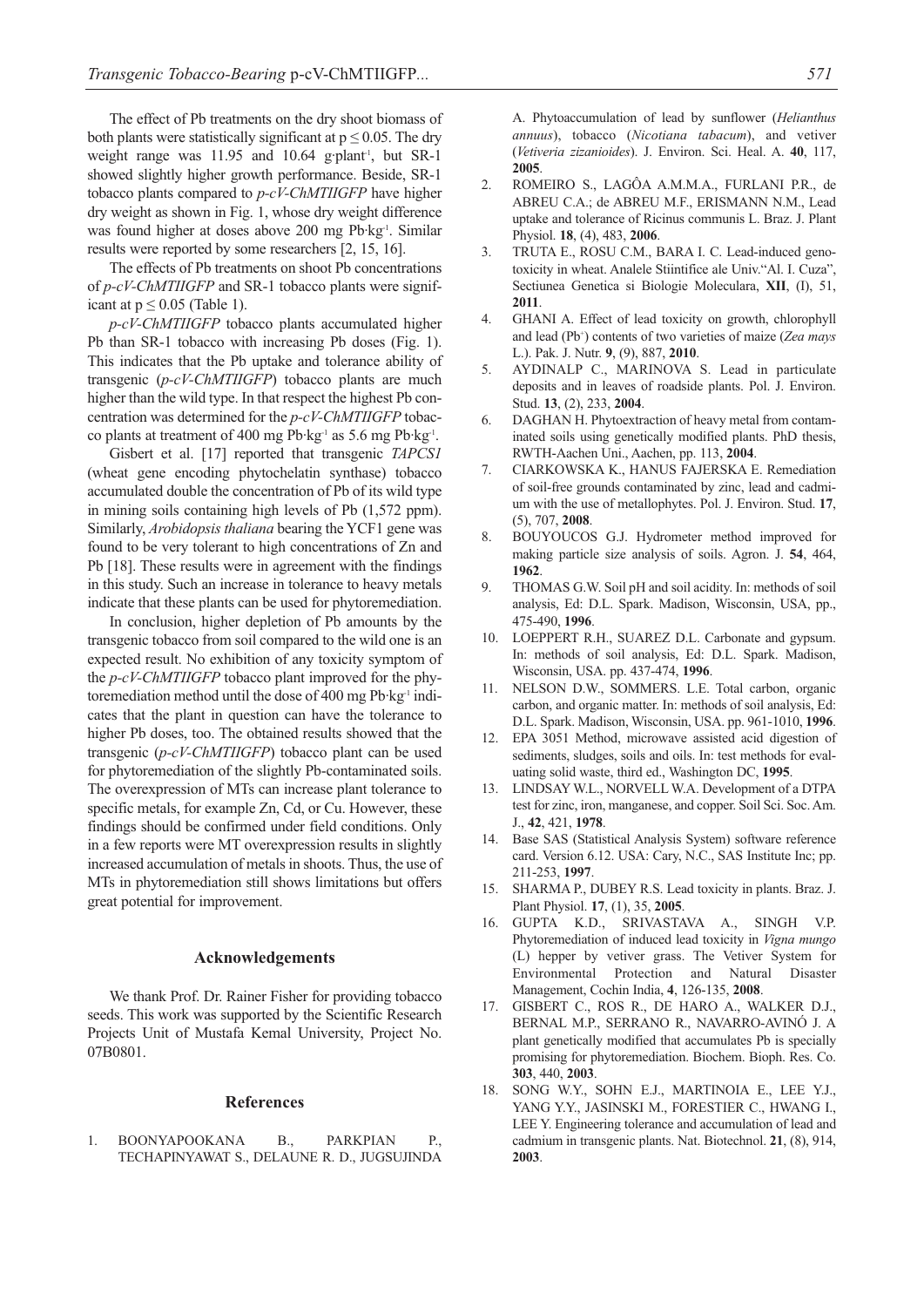The effect of Pb treatments on the dry shoot biomass of both plants were statistically significant at $p \leq 0.05$. The dry weight range was 11.95 and 10.64 g·plant$^{-1}$, but SR-1 showed slightly higher growth performance. Beside, SR-1 tobacco plants compared to *p-cV-ChMTIIGFP* have higher dry weight as shown in Fig. 1, whose dry weight difference was found higher at doses above 200 mg Pb·kg$^{-1}$. Similar results were reported by some researchers [2, 15, 16].

The effects of Pb treatments on shoot Pb concentrations of *p-cV-ChMTIIGFP* and SR-1 tobacco plants were significant at $p \leq 0.05$ (Table 1).

*p-cV-ChMTIIGFP* tobacco plants accumulated higher Pb than SR-1 tobacco with increasing Pb doses (Fig. 1). This indicates that the Pb uptake and tolerance ability of transgenic (*p-cV-ChMTIIGFP*) tobacco plants are much higher than the wild type. In that respect the highest Pb concentration was determined for the *p-cV-ChMTIIGFP* tobacco plants at treatment of 400 mg Pb·kg$^{-1}$ as 5.6 mg Pb·kg$^{-1}$.

Gisbert et al. [17] reported that transgenic *TAPCS1* (wheat gene encoding phytochelatin synthase) tobacco accumulated double the concentration of Pb of its wild type in mining soils containing high levels of Pb (1,572 ppm). Similarly, *Arobidopsis thaliana* bearing the YCF1 gene was found to be very tolerant to high concentrations of Zn and Pb [18]. These results were in agreement with the findings in this study. Such an increase in tolerance to heavy metals indicate that these plants can be used for phytoremediation.

In conclusion, higher depletion of Pb amounts by the transgenic tobacco from soil compared to the wild one is an expected result. No exhibition of any toxicity symptom of the *p-cV-ChMTIIGFP* tobacco plant improved for the phytoremediation method until the dose of 400 mg Pb·kg$^{-1}$ indicates that the plant in question can have the tolerance to higher Pb doses, too. The obtained results showed that the transgenic (*p-cV-ChMTIIGFP*) tobacco plant can be used for phytoremediation of the slightly Pb-contaminated soils. The overexpression of MTs can increase plant tolerance to specific metals, for example Zn, Cd, or Cu. However, these findings should be confirmed under field conditions. Only in a few reports were MT overexpression results in slightly increased accumulation of metals in shoots. Thus, the use of MTs in phytoremediation still shows limitations but offers great potential for improvement.

## Acknowledgements

We thank Prof. Dr. Rainer Fisher for providing tobacco seeds. This work was supported by the Scientific Research Projects Unit of Mustafa Kemal University, Project No. 07B0801.

## References

1. BOONYAPOOKANA B., PARKPIAN P., TECHAPINYAWAT S., DELAUNE R. D., JUGSUJINDA A. Phytoaccumulation of lead by sunflower (*Helianthus annuus*), tobacco (*Nicotiana tabacum*), and vetiver (*Vetiveria zizanioides*). J. Environ. Sci. Heal. A. **40**, 117, **2005**.
2. ROMEIRO S., LAGÔA A.M.M.A., FURLANI P.R., de ABREU C.A.; de ABREU M.F., ERISMANN N.M., Lead uptake and tolerance of Ricinus communis L. Braz. J. Plant Physiol. **18**, (4), 483, **2006**.
3. TRUTA E., ROSU C.M., BARA I. C. Lead-induced genotoxicity in wheat. Analele Stiintifice ale Univ."Al. I. Cuza", Sectiunea Genetica si Biologie Moleculara, **XII**, (I), 51, **2011**.
4. GHANI A. Effect of lead toxicity on growth, chlorophyll and lead (Pb$^{+}$) contents of two varieties of maize (*Zea mays* L.). Pak. J. Nutr. **9**, (9), 887, **2010**.
5. AYDINALP C., MARINOVA S. Lead in particulate deposits and in leaves of roadside plants. Pol. J. Environ. Stud. **13**, (2), 233, **2004**.
6. DAGHAN H. Phytoextraction of heavy metal from contaminated soils using genetically modified plants. PhD thesis, RWTH-Aachen Uni., Aachen, pp. 113, **2004**.
7. CIARKOWSKA K., HANUS FAJERSKA E. Remediation of soil-free grounds contaminated by zinc, lead and cadmium with the use of metallophytes. Pol. J. Environ. Stud. **17**, (5), 707, **2008**.
8. BOUYOUCOS G.J. Hydrometer method improved for making particle size analysis of soils. Agron. J. **54**, 464, **1962**.
9. THOMAS G.W. Soil pH and soil acidity. In: methods of soil analysis, Ed: D.L. Spark. Madison, Wisconsin, USA, pp., 475-490, **1996**.
10. LOEPPERT R.H., SUAREZ D.L. Carbonate and gypsum. In: methods of soil analysis, Ed: D.L. Spark. Madison, Wisconsin, USA. pp. 437-474, **1996**.
11. NELSON D.W., SOMMERS. L.E. Total carbon, organic carbon, and organic matter. In: methods of soil analysis, Ed: D.L. Spark. Madison, Wisconsin, USA. pp. 961-1010, **1996**.
12. EPA 3051 Method, microwave assisted acid digestion of sediments, sludges, soils and oils. In: test methods for evaluating solid waste, third ed., Washington DC, **1995**.
13. LINDSAY W.L., NORVELL W.A. Development of a DTPA test for zinc, iron, manganese, and copper. Soil Sci. Soc. Am. J., **42**, 421, **1978**.
14. Base SAS (Statistical Analysis System) software reference card. Version 6.12. USA: Cary, N.C., SAS Institute Inc; pp. 211-253, **1997**.
15. SHARMA P., DUBEY R.S. Lead toxicity in plants. Braz. J. Plant Physiol. **17**, (1), 35, **2005**.
16. GUPTA K.D., SRIVASTAVA A., SINGH V.P. Phytoremediation of induced lead toxicity in *Vigna mungo* (L) hepper by vetiver grass. The Vetiver System for Environmental Protection and Natural Disaster Management, Cochin India, **4**, 126-135, **2008**.
17. GISBERT C., ROS R., DE HARO A., WALKER D.J., BERNAL M.P., SERRANO R., NAVARRO-AVINÓ J. A plant genetically modified that accumulates Pb is specially promising for phytoremediation. Biochem. Bioph. Res. Co. **303**, 440, **2003**.
18. SONG W.Y., SOHN E.J., MARTINOIA E., LEE Y.J., YANG Y.Y., JASINSKI M., FORESTIER C., HWANG I., LEE Y. Engineering tolerance and accumulation of lead and cadmium in transgenic plants. Nat. Biotechnol. **21**, (8), 914, **2003**.